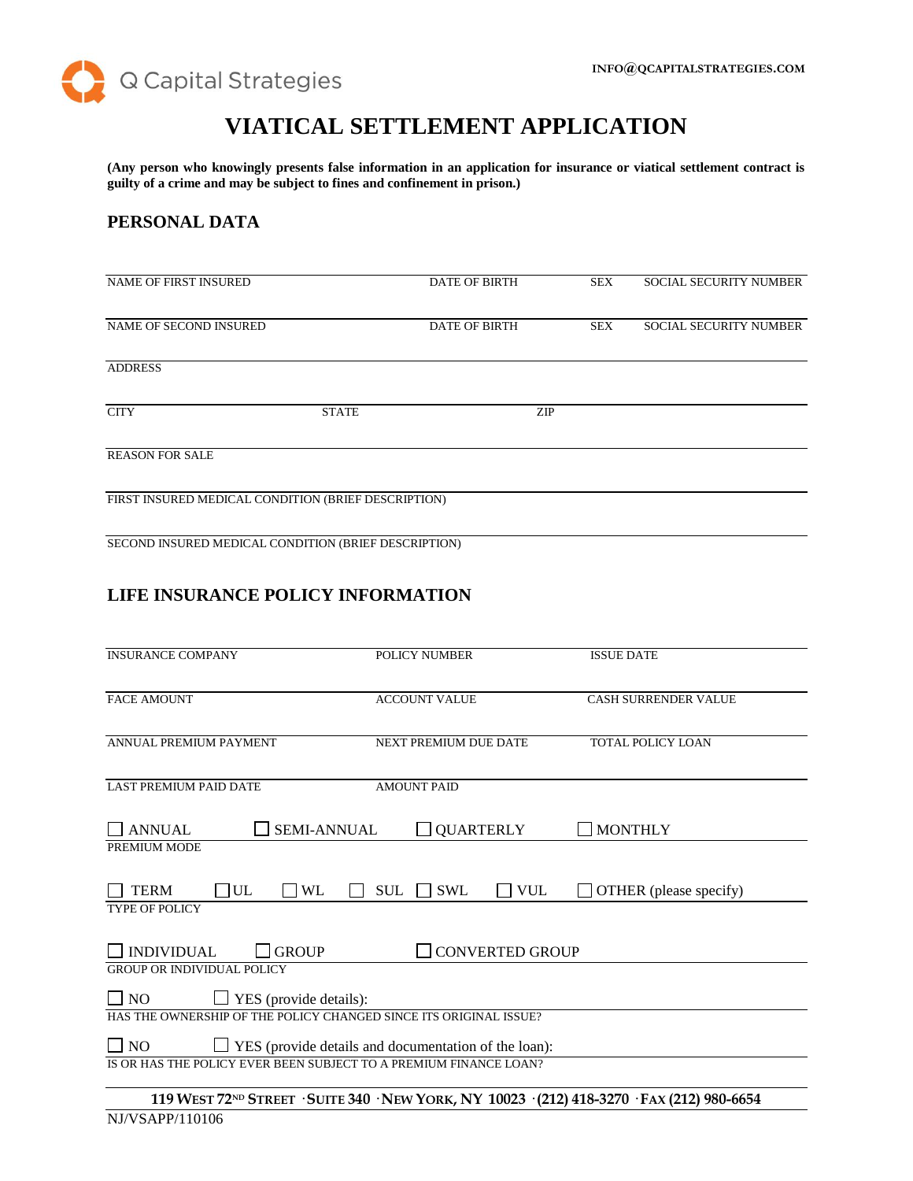Q Capital Strategies

INFO@QCAPITALSTRATEGIES.COM

# VIATICAL SETTLEMENT APPLICATION

**(Any person who knowingly presents false information in an application for insurance or viatical settlement contract is guilty of a crime and may be subject to fines and confinement in prison.)**

## PERSONAL DATA

| NAME OF FIRST INSURED | DATE OF BIRTH | SEX | SOCIAL SECURITY NUMBER |
|---|---|---|---|
| NAME OF SECOND INSURED | DATE OF BIRTH | SEX | SOCIAL SECURITY NUMBER |

ADDRESS

| CITY | STATE | ZIP |
|---|---|---|

REASON FOR SALE

FIRST INSURED MEDICAL CONDITION (BRIEF DESCRIPTION)

SECOND INSURED MEDICAL CONDITION (BRIEF DESCRIPTION)

## LIFE INSURANCE POLICY INFORMATION

| INSURANCE COMPANY | POLICY NUMBER | ISSUE DATE |
|---|---|---|
| FACE AMOUNT | ACCOUNT VALUE | CASH SURRENDER VALUE |
| ANNUAL PREMIUM PAYMENT | NEXT PREMIUM DUE DATE | TOTAL POLICY LOAN |
| LAST PREMIUM PAID DATE | AMOUNT PAID | |

☐ ANNUAL ☐ SEMI-ANNUAL ☐ QUARTERLY ☐ MONTHLY

PREMIUM MODE

☐ TERM ☐ UL ☐ WL ☐ SUL ☐ SWL ☐ VUL ☐ OTHER (please specify)

TYPE OF POLICY

☐ INDIVIDUAL ☐ GROUP ☐ CONVERTED GROUP

GROUP OR INDIVIDUAL POLICY

☐ NO ☐ YES (provide details):

HAS THE OWNERSHIP OF THE POLICY CHANGED SINCE ITS ORIGINAL ISSUE?

☐ NO ☐ YES (provide details and documentation of the loan):

IS OR HAS THE POLICY EVER BEEN SUBJECT TO A PREMIUM FINANCE LOAN?

119 WEST 72ND STREET · SUITE 340 · NEW YORK, NY 10023 · (212) 418-3270 · FAX (212) 980-6654

NJ/VSAPP/110106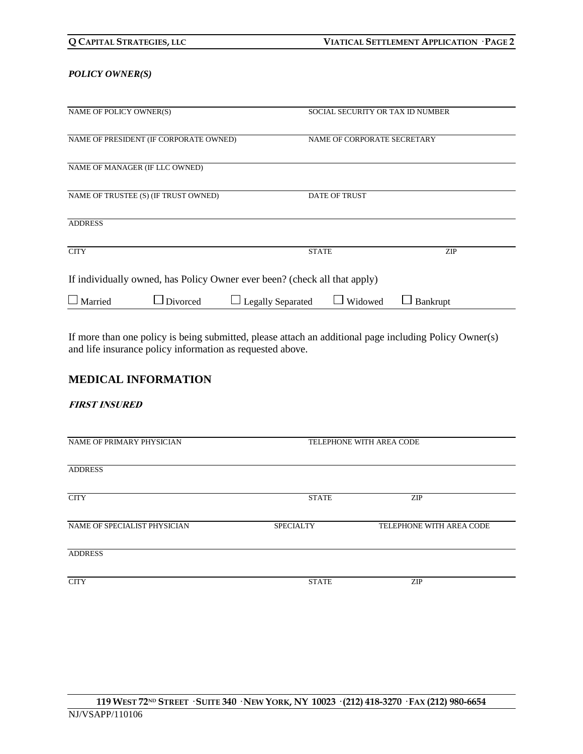***POLICY OWNER(S)***

| | | |
|---|---|---|
| NAME OF POLICY OWNER(S) | SOCIAL SECURITY OR TAX ID NUMBER | |
| NAME OF PRESIDENT (IF CORPORATE OWNED) | NAME OF CORPORATE SECRETARY | |
| NAME OF MANAGER (IF LLC OWNED) | | |
| NAME OF TRUSTEE (S) (IF TRUST OWNED) | DATE OF TRUST | |
| ADDRESS | | |
| CITY | STATE | ZIP |

If individually owned, has Policy Owner ever been? (check all that apply)

☐ Married ☐ Divorced ☐ Legally Separated ☐ Widowed ☐ Bankrupt

If more than one policy is being submitted, please attach an additional page including Policy Owner(s) and life insurance policy information as requested above.

## MEDICAL INFORMATION

***FIRST INSURED***

| | | |
|---|---|---|
| NAME OF PRIMARY PHYSICIAN | TELEPHONE WITH AREA CODE | |
| ADDRESS | | |
| CITY | STATE | ZIP |
| NAME OF SPECIALIST PHYSICIAN | SPECIALTY | TELEPHONE WITH AREA CODE |
| ADDRESS | | |
| CITY | STATE | ZIP |

NJ/VSAPP/110106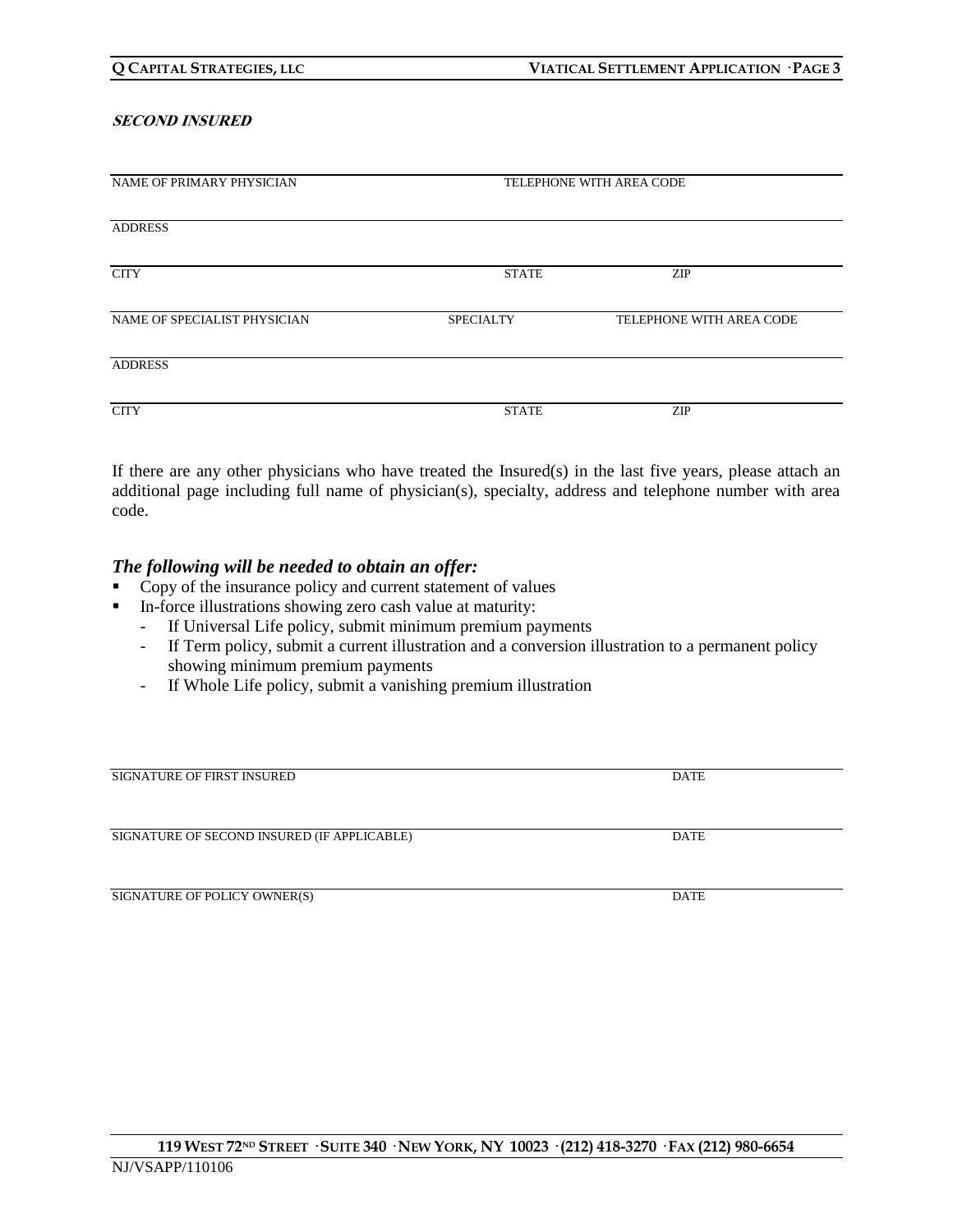***SECOND INSURED***

| NAME OF PRIMARY PHYSICIAN | | TELEPHONE WITH AREA CODE |
|---|---|---|
| ADDRESS | | |
| CITY | STATE | ZIP |
| NAME OF SPECIALIST PHYSICIAN | SPECIALTY | TELEPHONE WITH AREA CODE |
| ADDRESS | | |
| CITY | STATE | ZIP |

If there are any other physicians who have treated the Insured(s) in the last five years, please attach an additional page including full name of physician(s), specialty, address and telephone number with area code.

***The following will be needed to obtain an offer:***

- Copy of the insurance policy and current statement of values
- In-force illustrations showing zero cash value at maturity:
  - If Universal Life policy, submit minimum premium payments
  - If Term policy, submit a current illustration and a conversion illustration to a permanent policy showing minimum premium payments
  - If Whole Life policy, submit a vanishing premium illustration

| SIGNATURE OF FIRST INSURED | DATE |
|---|---|
| SIGNATURE OF SECOND INSURED (IF APPLICABLE) | DATE |
| SIGNATURE OF POLICY OWNER(S) | DATE |

NJ/VSAPP/110106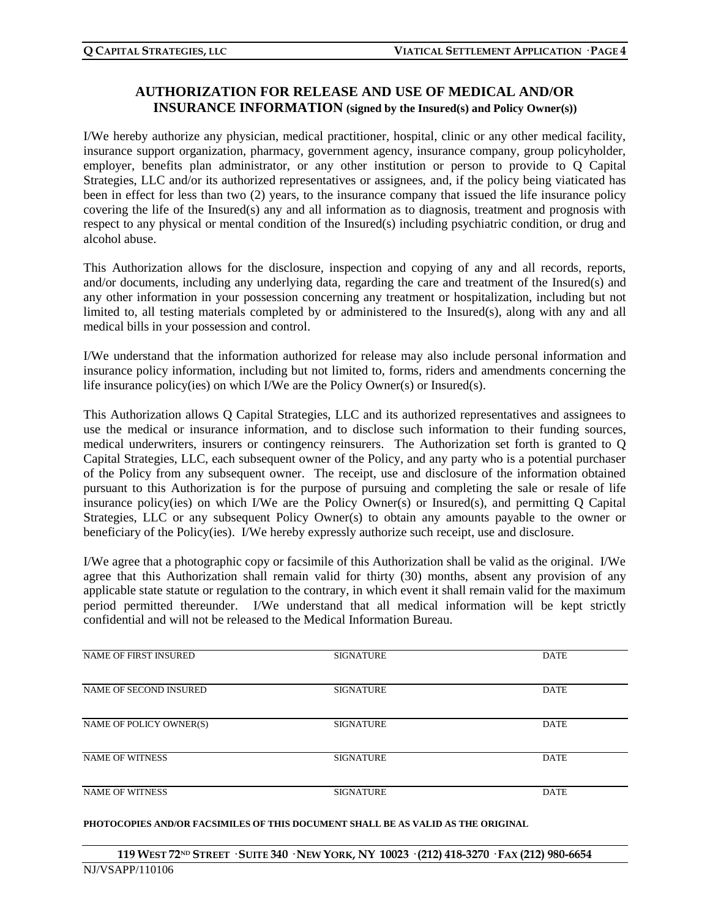## AUTHORIZATION FOR RELEASE AND USE OF MEDICAL AND/OR INSURANCE INFORMATION (signed by the Insured(s) and Policy Owner(s))

I/We hereby authorize any physician, medical practitioner, hospital, clinic or any other medical facility, insurance support organization, pharmacy, government agency, insurance company, group policyholder, employer, benefits plan administrator, or any other institution or person to provide to Q Capital Strategies, LLC and/or its authorized representatives or assignees, and, if the policy being viaticated has been in effect for less than two (2) years, to the insurance company that issued the life insurance policy covering the life of the Insured(s) any and all information as to diagnosis, treatment and prognosis with respect to any physical or mental condition of the Insured(s) including psychiatric condition, or drug and alcohol abuse.

This Authorization allows for the disclosure, inspection and copying of any and all records, reports, and/or documents, including any underlying data, regarding the care and treatment of the Insured(s) and any other information in your possession concerning any treatment or hospitalization, including but not limited to, all testing materials completed by or administered to the Insured(s), along with any and all medical bills in your possession and control.

I/We understand that the information authorized for release may also include personal information and insurance policy information, including but not limited to, forms, riders and amendments concerning the life insurance policy(ies) on which I/We are the Policy Owner(s) or Insured(s).

This Authorization allows Q Capital Strategies, LLC and its authorized representatives and assignees to use the medical or insurance information, and to disclose such information to their funding sources, medical underwriters, insurers or contingency reinsurers. The Authorization set forth is granted to Q Capital Strategies, LLC, each subsequent owner of the Policy, and any party who is a potential purchaser of the Policy from any subsequent owner. The receipt, use and disclosure of the information obtained pursuant to this Authorization is for the purpose of pursuing and completing the sale or resale of life insurance policy(ies) on which I/We are the Policy Owner(s) or Insured(s), and permitting Q Capital Strategies, LLC or any subsequent Policy Owner(s) to obtain any amounts payable to the owner or beneficiary of the Policy(ies). I/We hereby expressly authorize such receipt, use and disclosure.

I/We agree that a photographic copy or facsimile of this Authorization shall be valid as the original. I/We agree that this Authorization shall remain valid for thirty (30) months, absent any provision of any applicable state statute or regulation to the contrary, in which event it shall remain valid for the maximum period permitted thereunder. I/We understand that all medical information will be kept strictly confidential and will not be released to the Medical Information Bureau.

| NAME OF FIRST INSURED | SIGNATURE | DATE |
|---|---|---|
| NAME OF SECOND INSURED | SIGNATURE | DATE |
| NAME OF POLICY OWNER(S) | SIGNATURE | DATE |
| NAME OF WITNESS | SIGNATURE | DATE |
| NAME OF WITNESS | SIGNATURE | DATE |

**PHOTOCOPIES AND/OR FACSIMILES OF THIS DOCUMENT SHALL BE AS VALID AS THE ORIGINAL**

**119 WEST 72ND STREET · SUITE 340 · NEW YORK, NY 10023 · (212) 418-3270 · FAX (212) 980-6654**

NJ/VSAPP/110106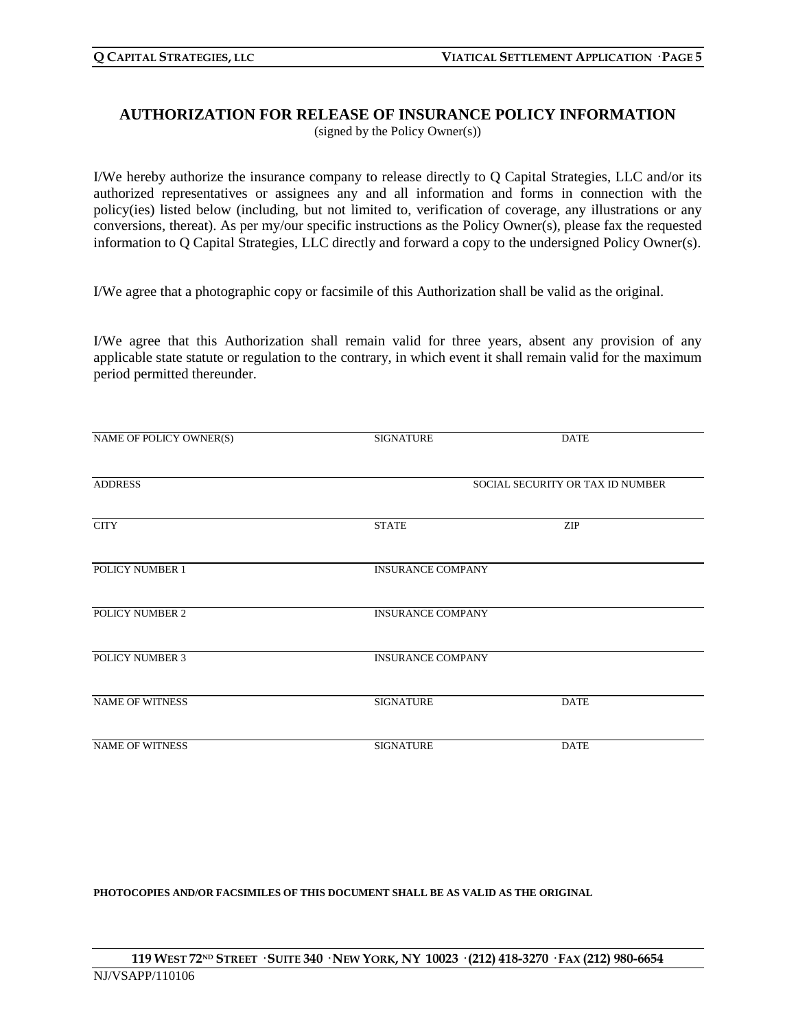## AUTHORIZATION FOR RELEASE OF INSURANCE POLICY INFORMATION

(signed by the Policy Owner(s))

I/We hereby authorize the insurance company to release directly to Q Capital Strategies, LLC and/or its authorized representatives or assignees any and all information and forms in connection with the policy(ies) listed below (including, but not limited to, verification of coverage, any illustrations or any conversions, thereat). As per my/our specific instructions as the Policy Owner(s), please fax the requested information to Q Capital Strategies, LLC directly and forward a copy to the undersigned Policy Owner(s).

I/We agree that a photographic copy or facsimile of this Authorization shall be valid as the original.

I/We agree that this Authorization shall remain valid for three years, absent any provision of any applicable state statute or regulation to the contrary, in which event it shall remain valid for the maximum period permitted thereunder.

| NAME OF POLICY OWNER(S) | SIGNATURE | DATE |
|---|---|---|
| ADDRESS | | SOCIAL SECURITY OR TAX ID NUMBER |
| CITY | STATE | ZIP |
| POLICY NUMBER 1 | INSURANCE COMPANY | |
| POLICY NUMBER 2 | INSURANCE COMPANY | |
| POLICY NUMBER 3 | INSURANCE COMPANY | |
| NAME OF WITNESS | SIGNATURE | DATE |
| NAME OF WITNESS | SIGNATURE | DATE |

**PHOTOCOPIES AND/OR FACSIMILES OF THIS DOCUMENT SHALL BE AS VALID AS THE ORIGINAL**

**119 WEST 72ND STREET · SUITE 340 · NEW YORK, NY 10023 · (212) 418-3270 · FAX (212) 980-6654**

NJ/VSAPP/110106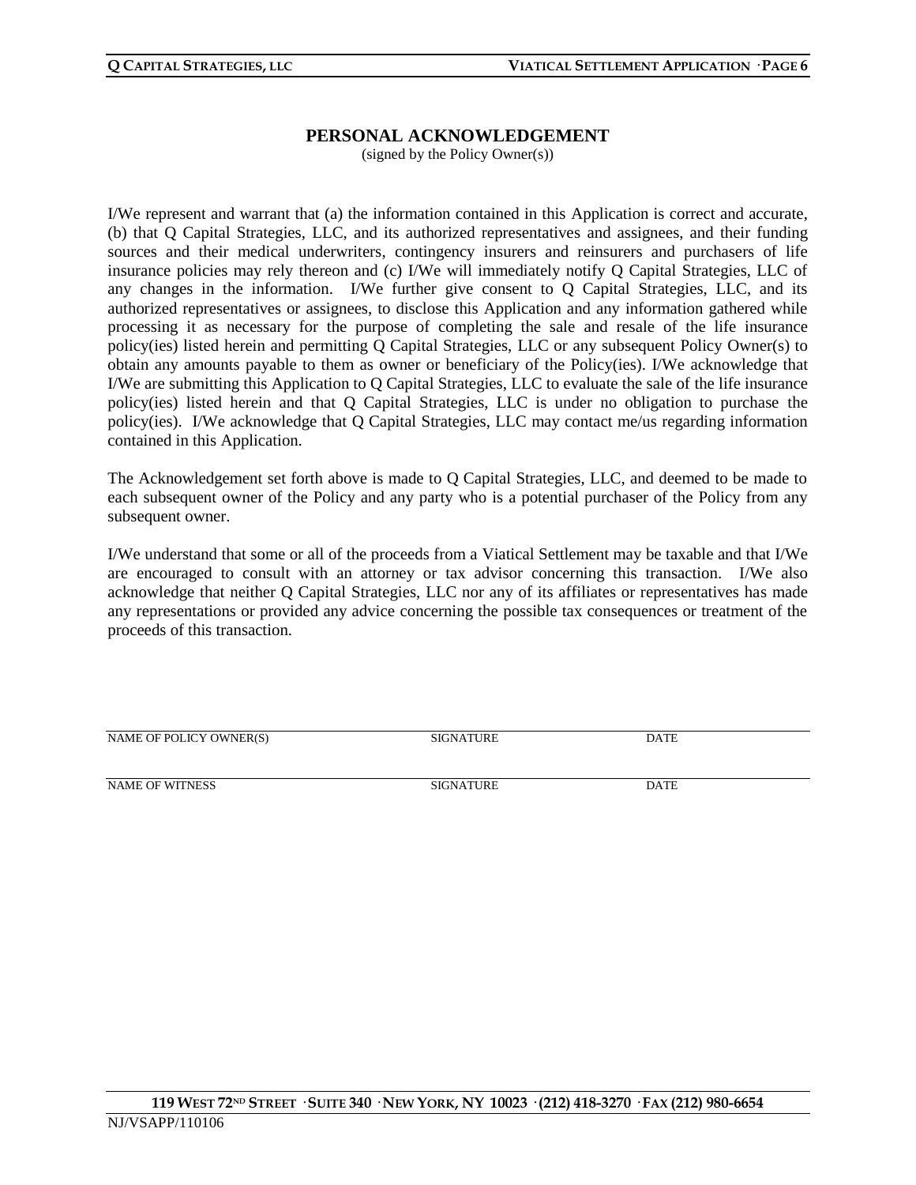# PERSONAL ACKNOWLEDGEMENT

(signed by the Policy Owner(s))

I/We represent and warrant that (a) the information contained in this Application is correct and accurate, (b) that Q Capital Strategies, LLC, and its authorized representatives and assignees, and their funding sources and their medical underwriters, contingency insurers and reinsurers and purchasers of life insurance policies may rely thereon and (c) I/We will immediately notify Q Capital Strategies, LLC of any changes in the information. I/We further give consent to Q Capital Strategies, LLC, and its authorized representatives or assignees, to disclose this Application and any information gathered while processing it as necessary for the purpose of completing the sale and resale of the life insurance policy(ies) listed herein and permitting Q Capital Strategies, LLC or any subsequent Policy Owner(s) to obtain any amounts payable to them as owner or beneficiary of the Policy(ies). I/We acknowledge that I/We are submitting this Application to Q Capital Strategies, LLC to evaluate the sale of the life insurance policy(ies) listed herein and that Q Capital Strategies, LLC is under no obligation to purchase the policy(ies). I/We acknowledge that Q Capital Strategies, LLC may contact me/us regarding information contained in this Application.

The Acknowledgement set forth above is made to Q Capital Strategies, LLC, and deemed to be made to each subsequent owner of the Policy and any party who is a potential purchaser of the Policy from any subsequent owner.

I/We understand that some or all of the proceeds from a Viatical Settlement may be taxable and that I/We are encouraged to consult with an attorney or tax advisor concerning this transaction. I/We also acknowledge that neither Q Capital Strategies, LLC nor any of its affiliates or representatives has made any representations or provided any advice concerning the possible tax consequences or treatment of the proceeds of this transaction.

| | | |
|---|---|---|
| NAME OF POLICY OWNER(S) | SIGNATURE | DATE |
| NAME OF WITNESS | SIGNATURE | DATE |

NJ/VSAPP/110106